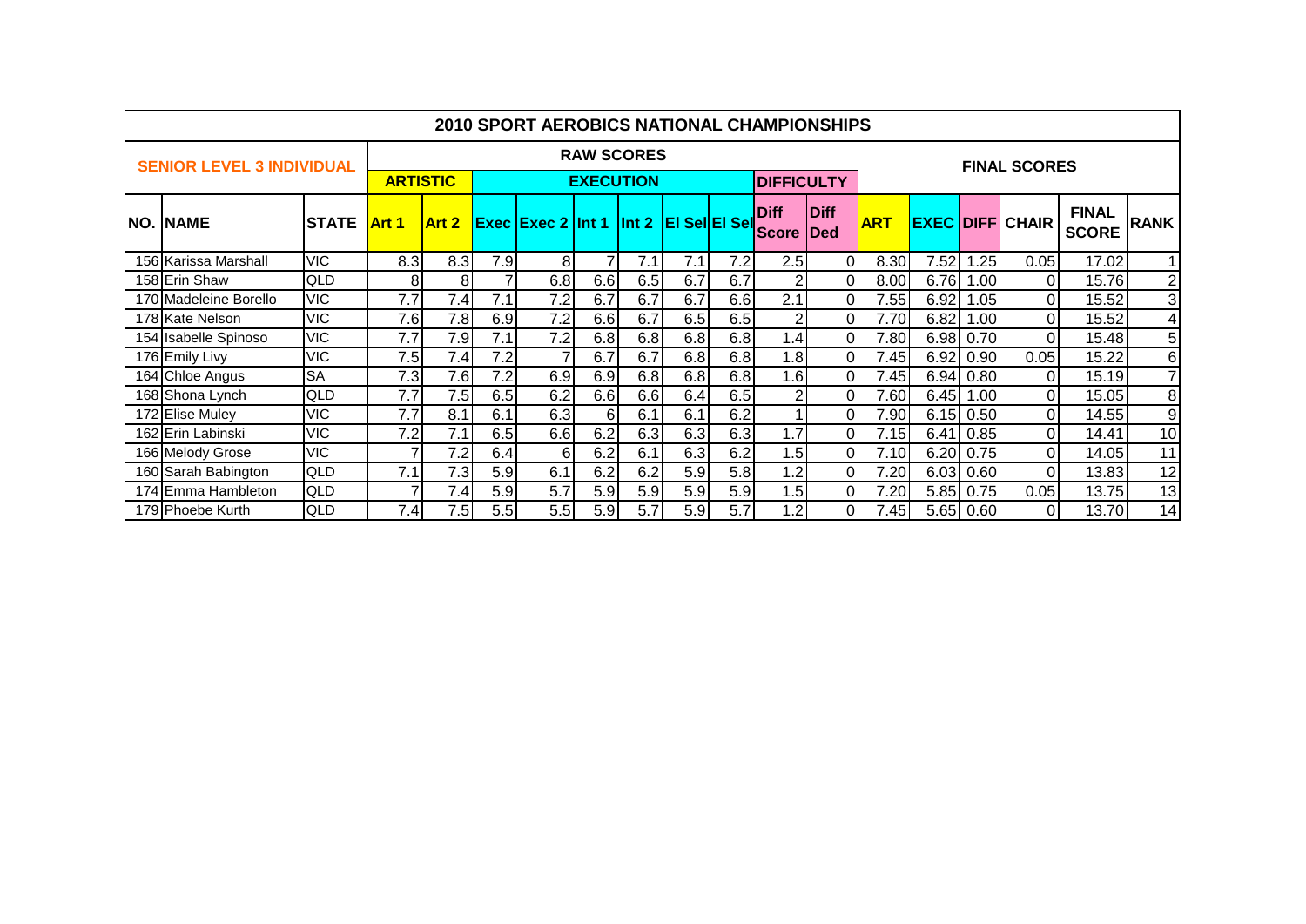# 2010 SPORT AEROBICS NATIONAL CHAMPIONSHIPS

## SENIOR LEVEL 3 INDIVIDUAL

| | | | RAW SCORES | | | | | | | | | | | FINAL SCORES | | | | | |
|---|---|---|---|---|---|---|---|---|---|---|---|---|---|---|---|---|---|---|---|
| | | | ARTISTIC | | EXECUTION | | | | | | DIFFICULTY | | | | | | | |
| NO. | NAME | STATE | Art 1 | Art 2 | Exec | Exec 2 | Int 1 | Int 2 | El Sel | El Sel | Diff Score | Diff Ded | ART | EXEC | DIFF | CHAIR | FINAL SCORE | RANK |
| 156 | Karissa Marshall | VIC | 8.3 | 8.3 | 7.9 | 8 | 7 | 7.1 | 7.1 | 7.2 | 2.5 | 0 | 8.30 | 7.52 | 1.25 | 0.05 | 17.02 | 1 |
| 158 | Erin Shaw | QLD | 8 | 8 | 7 | 6.8 | 6.6 | 6.5 | 6.7 | 6.7 | 2 | 0 | 8.00 | 6.76 | 1.00 | 0 | 15.76 | 2 |
| 170 | Madeleine Borello | VIC | 7.7 | 7.4 | 7.1 | 7.2 | 6.7 | 6.7 | 6.7 | 6.6 | 2.1 | 0 | 7.55 | 6.92 | 1.05 | 0 | 15.52 | 3 |
| 178 | Kate Nelson | VIC | 7.6 | 7.8 | 6.9 | 7.2 | 6.6 | 6.7 | 6.5 | 6.5 | 2 | 0 | 7.70 | 6.82 | 1.00 | 0 | 15.52 | 4 |
| 154 | Isabelle Spinoso | VIC | 7.7 | 7.9 | 7.1 | 7.2 | 6.8 | 6.8 | 6.8 | 6.8 | 1.4 | 0 | 7.80 | 6.98 | 0.70 | 0 | 15.48 | 5 |
| 176 | Emily Livy | VIC | 7.5 | 7.4 | 7.2 | 7 | 6.7 | 6.7 | 6.8 | 6.8 | 1.8 | 0 | 7.45 | 6.92 | 0.90 | 0.05 | 15.22 | 6 |
| 164 | Chloe Angus | SA | 7.3 | 7.6 | 7.2 | 6.9 | 6.9 | 6.8 | 6.8 | 6.8 | 1.6 | 0 | 7.45 | 6.94 | 0.80 | 0 | 15.19 | 7 |
| 168 | Shona Lynch | QLD | 7.7 | 7.5 | 6.5 | 6.2 | 6.6 | 6.6 | 6.4 | 6.5 | 2 | 0 | 7.60 | 6.45 | 1.00 | 0 | 15.05 | 8 |
| 172 | Elise Muley | VIC | 7.7 | 8.1 | 6.1 | 6.3 | 6 | 6.1 | 6.1 | 6.2 | 1 | 0 | 7.90 | 6.15 | 0.50 | 0 | 14.55 | 9 |
| 162 | Erin Labinski | VIC | 7.2 | 7.1 | 6.5 | 6.6 | 6.2 | 6.3 | 6.3 | 6.3 | 1.7 | 0 | 7.15 | 6.41 | 0.85 | 0 | 14.41 | 10 |
| 166 | Melody Grose | VIC | 7 | 7.2 | 6.4 | 6 | 6.2 | 6.1 | 6.3 | 6.2 | 1.5 | 0 | 7.10 | 6.20 | 0.75 | 0 | 14.05 | 11 |
| 160 | Sarah Babington | QLD | 7.1 | 7.3 | 5.9 | 6.1 | 6.2 | 6.2 | 5.9 | 5.8 | 1.2 | 0 | 7.20 | 6.03 | 0.60 | 0 | 13.83 | 12 |
| 174 | Emma Hambleton | QLD | 7 | 7.4 | 5.9 | 5.7 | 5.9 | 5.9 | 5.9 | 5.9 | 1.5 | 0 | 7.20 | 5.85 | 0.75 | 0.05 | 13.75 | 13 |
| 179 | Phoebe Kurth | QLD | 7.4 | 7.5 | 5.5 | 5.5 | 5.9 | 5.7 | 5.9 | 5.7 | 1.2 | 0 | 7.45 | 5.65 | 0.60 | 0 | 13.70 | 14 |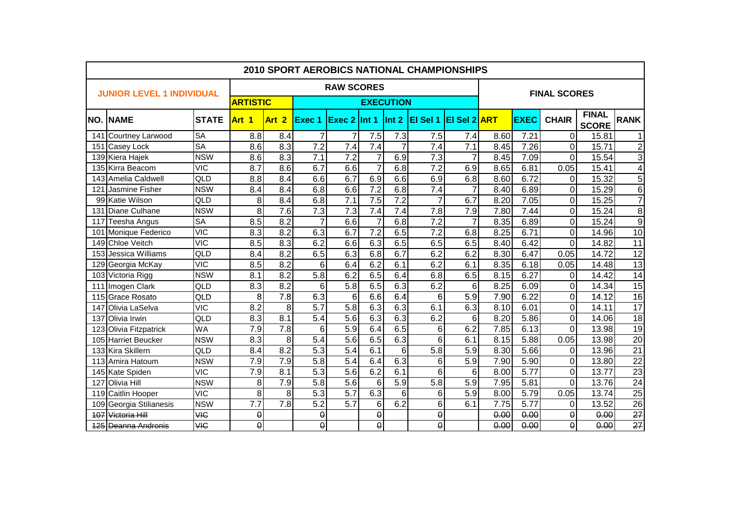# 2010 SPORT AEROBICS NATIONAL CHAMPIONSHIPS

| JUNIOR LEVEL 1 INDIVIDUAL | | | RAW SCORES | | | | | | | | FINAL SCORES | | | | |
|---|---|---|---|---|---|---|---|---|---|---|---|---|---|---|---|
| | | | ARTISTIC | | EXECUTION | | | | | | | | | | |
| NO. | NAME | STATE | Art 1 | Art 2 | Exec 1 | Exec 2 | Int 1 | Int 2 | El Sel 1 | El Sel 2 | ART | EXEC | CHAIR | FINAL SCORE | RANK |
| 141 | Courtney Larwood | SA | 8.8 | 8.4 | 7 | 7 | 7.5 | 7.3 | 7.5 | 7.4 | 8.60 | 7.21 | 0 | 15.81 | 1 |
| 151 | Casey Lock | SA | 8.6 | 8.3 | 7.2 | 7.4 | 7.4 | 7 | 7.4 | 7.1 | 8.45 | 7.26 | 0 | 15.71 | 2 |
| 139 | Kiera Hajek | NSW | 8.6 | 8.3 | 7.1 | 7.2 | 7 | 6.9 | 7.3 | 7 | 8.45 | 7.09 | 0 | 15.54 | 3 |
| 135 | Kirra Beacom | VIC | 8.7 | 8.6 | 6.7 | 6.6 | 7 | 6.8 | 7.2 | 6.9 | 8.65 | 6.81 | 0.05 | 15.41 | 4 |
| 143 | Amelia Caldwell | QLD | 8.8 | 8.4 | 6.6 | 6.7 | 6.9 | 6.6 | 6.9 | 6.8 | 8.60 | 6.72 | 0 | 15.32 | 5 |
| 121 | Jasmine Fisher | NSW | 8.4 | 8.4 | 6.8 | 6.6 | 7.2 | 6.8 | 7.4 | 7 | 8.40 | 6.89 | 0 | 15.29 | 6 |
| 99 | Katie Wilson | QLD | 8 | 8.4 | 6.8 | 7.1 | 7.5 | 7.2 | 7 | 6.7 | 8.20 | 7.05 | 0 | 15.25 | 7 |
| 131 | Diane Culhane | NSW | 8 | 7.6 | 7.3 | 7.3 | 7.4 | 7.4 | 7.8 | 7.9 | 7.80 | 7.44 | 0 | 15.24 | 8 |
| 117 | Teesha Angus | SA | 8.5 | 8.2 | 7 | 6.6 | 7 | 6.8 | 7.2 | 7 | 8.35 | 6.89 | 0 | 15.24 | 9 |
| 101 | Monique Federico | VIC | 8.3 | 8.2 | 6.3 | 6.7 | 7.2 | 6.5 | 7.2 | 6.8 | 8.25 | 6.71 | 0 | 14.96 | 10 |
| 149 | Chloe Veitch | VIC | 8.5 | 8.3 | 6.2 | 6.6 | 6.3 | 6.5 | 6.5 | 6.5 | 8.40 | 6.42 | 0 | 14.82 | 11 |
| 153 | Jessica Williams | QLD | 8.4 | 8.2 | 6.5 | 6.3 | 6.8 | 6.7 | 6.2 | 6.2 | 8.30 | 6.47 | 0.05 | 14.72 | 12 |
| 129 | Georgia McKay | VIC | 8.5 | 8.2 | 6 | 6.4 | 6.2 | 6.1 | 6.2 | 6.1 | 8.35 | 6.18 | 0.05 | 14.48 | 13 |
| 103 | Victoria Rigg | NSW | 8.1 | 8.2 | 5.8 | 6.2 | 6.5 | 6.4 | 6.8 | 6.5 | 8.15 | 6.27 | 0 | 14.42 | 14 |
| 111 | Imogen Clark | QLD | 8.3 | 8.2 | 6 | 5.8 | 6.5 | 6.3 | 6.2 | 6 | 8.25 | 6.09 | 0 | 14.34 | 15 |
| 115 | Grace Rosato | QLD | 8 | 7.8 | 6.3 | 6 | 6.6 | 6.4 | 6 | 5.9 | 7.90 | 6.22 | 0 | 14.12 | 16 |
| 147 | Olivia LaSelva | VIC | 8.2 | 8 | 5.7 | 5.8 | 6.3 | 6.3 | 6.1 | 6.3 | 8.10 | 6.01 | 0 | 14.11 | 17 |
| 137 | Olivia Irwin | QLD | 8.3 | 8.1 | 5.4 | 5.6 | 6.3 | 6.3 | 6.2 | 6 | 8.20 | 5.86 | 0 | 14.06 | 18 |
| 123 | Olivia Fitzpatrick | WA | 7.9 | 7.8 | 6 | 5.9 | 6.4 | 6.5 | 6 | 6.2 | 7.85 | 6.13 | 0 | 13.98 | 19 |
| 105 | Harriet Beucker | NSW | 8.3 | 8 | 5.4 | 5.6 | 6.5 | 6.3 | 6 | 6.1 | 8.15 | 5.88 | 0.05 | 13.98 | 20 |
| 133 | Kira Skillern | QLD | 8.4 | 8.2 | 5.3 | 5.4 | 6.1 | 6 | 5.8 | 5.9 | 8.30 | 5.66 | 0 | 13.96 | 21 |
| 113 | Amira Hatoum | NSW | 7.9 | 7.9 | 5.8 | 5.4 | 6.4 | 6.3 | 6 | 5.9 | 7.90 | 5.90 | 0 | 13.80 | 22 |
| 145 | Kate Spiden | VIC | 7.9 | 8.1 | 5.3 | 5.6 | 6.2 | 6.1 | 6 | 6 | 8.00 | 5.77 | 0 | 13.77 | 23 |
| 127 | Olivia Hill | NSW | 8 | 7.9 | 5.8 | 5.6 | 6 | 5.9 | 5.8 | 5.9 | 7.95 | 5.81 | 0 | 13.76 | 24 |
| 119 | Caitlin Hooper | VIC | 8 | 8 | 5.3 | 5.7 | 6.3 | 6 | 6 | 5.9 | 8.00 | 5.79 | 0.05 | 13.74 | 25 |
| 109 | Georgia Stilianesis | NSW | 7.7 | 7.8 | 5.2 | 5.7 | 6 | 6.2 | 6 | 6.1 | 7.75 | 5.77 | 0 | 13.52 | 26 |
| ~~107~~ | ~~Victoria Hill~~ | ~~VIC~~ | ~~0~~ | | ~~0~~ | | ~~0~~ | | ~~0~~ | | ~~0.00~~ | ~~0.00~~ | ~~0~~ | ~~0.00~~ | ~~27~~ |
| ~~125~~ | ~~Deanna Andronis~~ | ~~VIC~~ | ~~0~~ | | ~~0~~ | | ~~0~~ | | ~~0~~ | | ~~0.00~~ | ~~0.00~~ | ~~0~~ | ~~0.00~~ | ~~27~~ |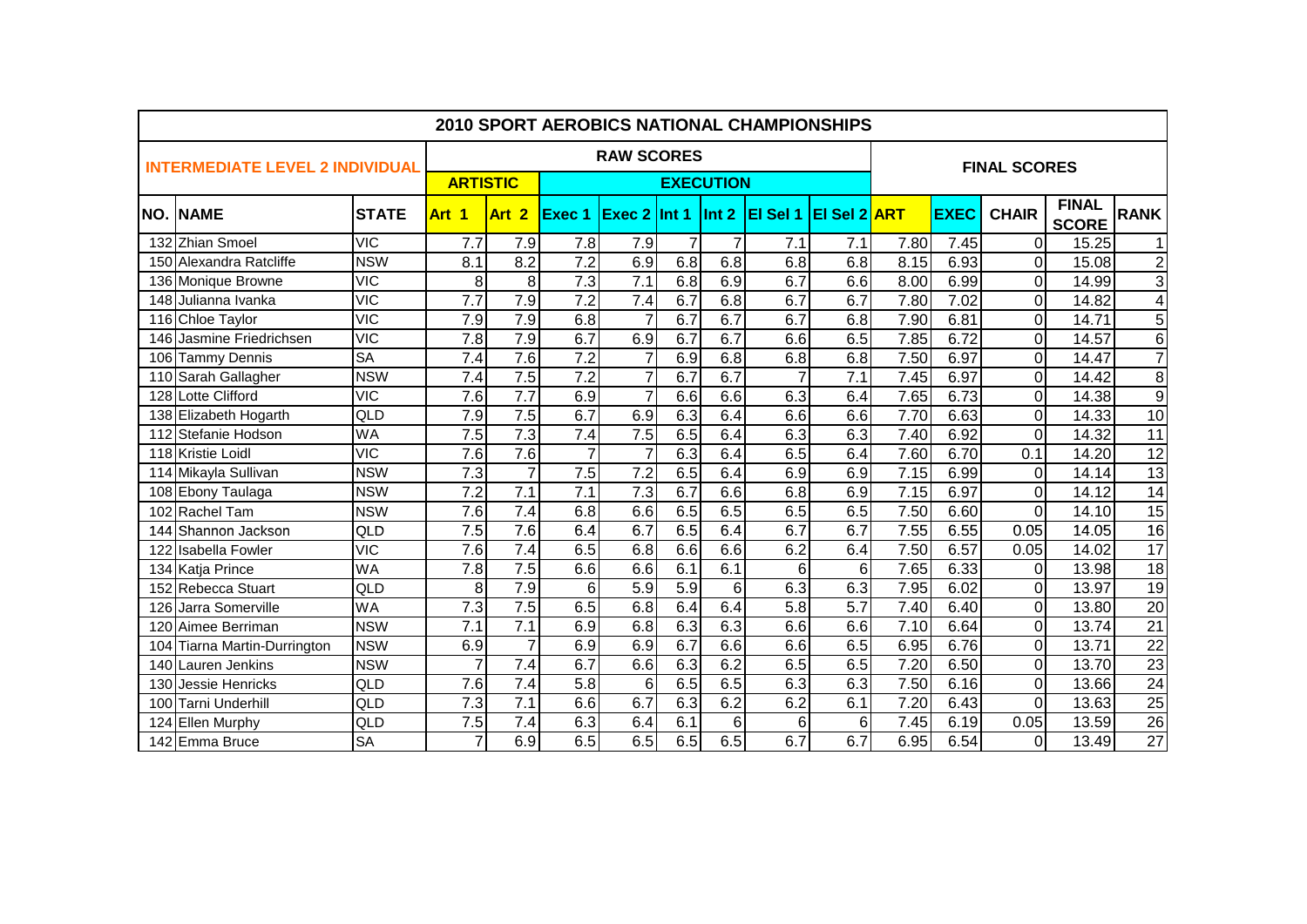# 2010 SPORT AEROBICS NATIONAL CHAMPIONSHIPS

| INTERMEDIATE LEVEL 2 INDIVIDUAL | | | RAW SCORES | | | | | | | | | | FINAL SCORES | | | | |
|---|---|---|---|---|---|---|---|---|---|---|---|---|---|---|---|---|---|
| | | | ARTISTIC | | EXECUTION | | | | | | | | | | | | |
| NO. | NAME | STATE | Art 1 | Art 2 | Exec 1 | Exec 2 | Int 1 | Int 2 | El Sel 1 | El Sel 2 | ART | EXEC | CHAIR | FINAL SCORE | RANK |
| 132 | Zhian Smoel | VIC | 7.7 | 7.9 | 7.8 | 7.9 | 7 | 7 | 7.1 | 7.1 | 7.80 | 7.45 | 0 | 15.25 | 1 |
| 150 | Alexandra Ratcliffe | NSW | 8.1 | 8.2 | 7.2 | 6.9 | 6.8 | 6.8 | 6.8 | 6.8 | 8.15 | 6.93 | 0 | 15.08 | 2 |
| 136 | Monique Browne | VIC | 8 | 8 | 7.3 | 7.1 | 6.8 | 6.9 | 6.7 | 6.6 | 8.00 | 6.99 | 0 | 14.99 | 3 |
| 148 | Julianna Ivanka | VIC | 7.7 | 7.9 | 7.2 | 7.4 | 6.7 | 6.8 | 6.7 | 6.7 | 7.80 | 7.02 | 0 | 14.82 | 4 |
| 116 | Chloe Taylor | VIC | 7.9 | 7.9 | 6.8 | 7 | 6.7 | 6.7 | 6.7 | 6.8 | 7.90 | 6.81 | 0 | 14.71 | 5 |
| 146 | Jasmine Friedrichsen | VIC | 7.8 | 7.9 | 6.7 | 6.9 | 6.7 | 6.7 | 6.6 | 6.5 | 7.85 | 6.72 | 0 | 14.57 | 6 |
| 106 | Tammy Dennis | SA | 7.4 | 7.6 | 7.2 | 7 | 6.9 | 6.8 | 6.8 | 6.8 | 7.50 | 6.97 | 0 | 14.47 | 7 |
| 110 | Sarah Gallagher | NSW | 7.4 | 7.5 | 7.2 | 7 | 6.7 | 6.7 | 7 | 7.1 | 7.45 | 6.97 | 0 | 14.42 | 8 |
| 128 | Lotte Clifford | VIC | 7.6 | 7.7 | 6.9 | 7 | 6.6 | 6.6 | 6.3 | 6.4 | 7.65 | 6.73 | 0 | 14.38 | 9 |
| 138 | Elizabeth Hogarth | QLD | 7.9 | 7.5 | 6.7 | 6.9 | 6.3 | 6.4 | 6.6 | 6.6 | 7.70 | 6.63 | 0 | 14.33 | 10 |
| 112 | Stefanie Hodson | WA | 7.5 | 7.3 | 7.4 | 7.5 | 6.5 | 6.4 | 6.3 | 6.3 | 7.40 | 6.92 | 0 | 14.32 | 11 |
| 118 | Kristie Loidl | VIC | 7.6 | 7.6 | 7 | 7 | 6.3 | 6.4 | 6.5 | 6.4 | 7.60 | 6.70 | 0.1 | 14.20 | 12 |
| 114 | Mikayla Sullivan | NSW | 7.3 | 7 | 7.5 | 7.2 | 6.5 | 6.4 | 6.9 | 6.9 | 7.15 | 6.99 | 0 | 14.14 | 13 |
| 108 | Ebony Taulaga | NSW | 7.2 | 7.1 | 7.1 | 7.3 | 6.7 | 6.6 | 6.8 | 6.9 | 7.15 | 6.97 | 0 | 14.12 | 14 |
| 102 | Rachel Tam | NSW | 7.6 | 7.4 | 6.8 | 6.6 | 6.5 | 6.5 | 6.5 | 6.5 | 7.50 | 6.60 | 0 | 14.10 | 15 |
| 144 | Shannon Jackson | QLD | 7.5 | 7.6 | 6.4 | 6.7 | 6.5 | 6.4 | 6.7 | 6.7 | 7.55 | 6.55 | 0.05 | 14.05 | 16 |
| 122 | Isabella Fowler | VIC | 7.6 | 7.4 | 6.5 | 6.8 | 6.6 | 6.6 | 6.2 | 6.4 | 7.50 | 6.57 | 0.05 | 14.02 | 17 |
| 134 | Katja Prince | WA | 7.8 | 7.5 | 6.6 | 6.6 | 6.1 | 6.1 | 6 | 6 | 7.65 | 6.33 | 0 | 13.98 | 18 |
| 152 | Rebecca Stuart | QLD | 8 | 7.9 | 6 | 5.9 | 5.9 | 6 | 6.3 | 6.3 | 7.95 | 6.02 | 0 | 13.97 | 19 |
| 126 | Jarra Somerville | WA | 7.3 | 7.5 | 6.5 | 6.8 | 6.4 | 6.4 | 5.8 | 5.7 | 7.40 | 6.40 | 0 | 13.80 | 20 |
| 120 | Aimee Berriman | NSW | 7.1 | 7.1 | 6.9 | 6.8 | 6.3 | 6.3 | 6.6 | 6.6 | 7.10 | 6.64 | 0 | 13.74 | 21 |
| 104 | Tiarna Martin-Durrington | NSW | 6.9 | 7 | 6.9 | 6.9 | 6.7 | 6.6 | 6.6 | 6.5 | 6.95 | 6.76 | 0 | 13.71 | 22 |
| 140 | Lauren Jenkins | NSW | 7 | 7.4 | 6.7 | 6.6 | 6.3 | 6.2 | 6.5 | 6.5 | 7.20 | 6.50 | 0 | 13.70 | 23 |
| 130 | Jessie Henricks | QLD | 7.6 | 7.4 | 5.8 | 6 | 6.5 | 6.5 | 6.3 | 6.3 | 7.50 | 6.16 | 0 | 13.66 | 24 |
| 100 | Tarni Underhill | QLD | 7.3 | 7.1 | 6.6 | 6.7 | 6.3 | 6.2 | 6.2 | 6.1 | 7.20 | 6.43 | 0 | 13.63 | 25 |
| 124 | Ellen Murphy | QLD | 7.5 | 7.4 | 6.3 | 6.4 | 6.1 | 6 | 6 | 6 | 7.45 | 6.19 | 0.05 | 13.59 | 26 |
| 142 | Emma Bruce | SA | 7 | 6.9 | 6.5 | 6.5 | 6.5 | 6.5 | 6.7 | 6.7 | 6.95 | 6.54 | 0 | 13.49 | 27 |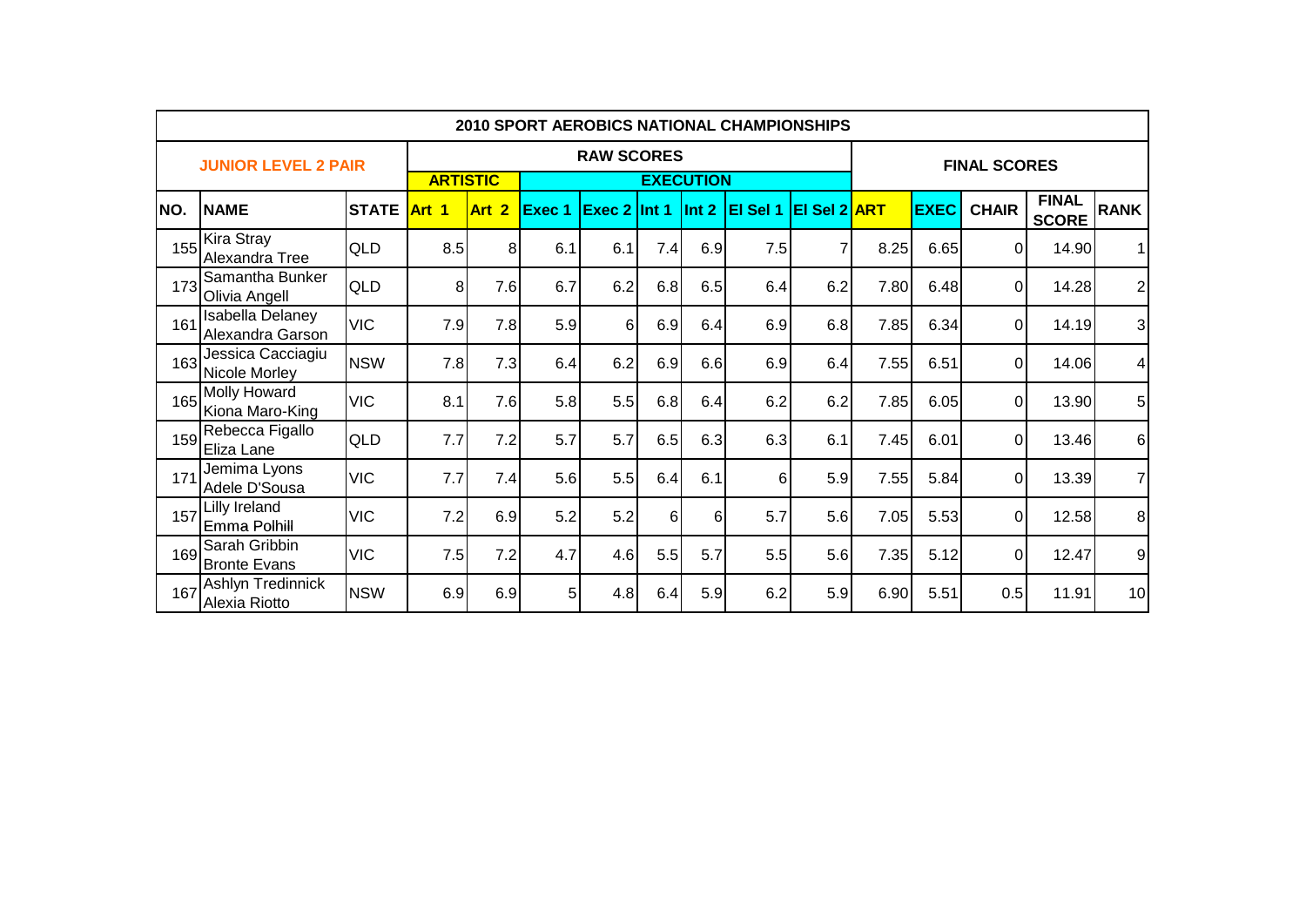| 2010 SPORT AEROBICS NATIONAL CHAMPIONSHIPS | | | | | | | | | | | | | | | | |
|---|---|---|---|---|---|---|---|---|---|---|---|---|---|---|---|---|
| JUNIOR LEVEL 2 PAIR | | | RAW SCORES | | | | | | | | FINAL SCORES | | | | | |
| | | | ARTISTIC | | EXECUTION | | | | | | | | | | | |
| NO. | NAME | STATE | Art 1 | Art 2 | Exec 1 | Exec 2 | Int 1 | Int 2 | El Sel 1 | El Sel 2 | ART | EXEC | CHAIR | FINAL SCORE | RANK |
| 155 | Kira Stray<br>Alexandra Tree | QLD | 8.5 | 8 | 6.1 | 6.1 | 7.4 | 6.9 | 7.5 | 7 | 8.25 | 6.65 | 0 | 14.90 | 1 |
| 173 | Samantha Bunker<br>Olivia Angell | QLD | 8 | 7.6 | 6.7 | 6.2 | 6.8 | 6.5 | 6.4 | 6.2 | 7.80 | 6.48 | 0 | 14.28 | 2 |
| 161 | Isabella Delaney<br>Alexandra Garson | VIC | 7.9 | 7.8 | 5.9 | 6 | 6.9 | 6.4 | 6.9 | 6.8 | 7.85 | 6.34 | 0 | 14.19 | 3 |
| 163 | Jessica Cacciagiu<br>Nicole Morley | NSW | 7.8 | 7.3 | 6.4 | 6.2 | 6.9 | 6.6 | 6.9 | 6.4 | 7.55 | 6.51 | 0 | 14.06 | 4 |
| 165 | Molly Howard<br>Kiona Maro-King | VIC | 8.1 | 7.6 | 5.8 | 5.5 | 6.8 | 6.4 | 6.2 | 6.2 | 7.85 | 6.05 | 0 | 13.90 | 5 |
| 159 | Rebecca Figallo<br>Eliza Lane | QLD | 7.7 | 7.2 | 5.7 | 5.7 | 6.5 | 6.3 | 6.3 | 6.1 | 7.45 | 6.01 | 0 | 13.46 | 6 |
| 171 | Jemima Lyons<br>Adele D'Sousa | VIC | 7.7 | 7.4 | 5.6 | 5.5 | 6.4 | 6.1 | 6 | 5.9 | 7.55 | 5.84 | 0 | 13.39 | 7 |
| 157 | Lilly Ireland<br>Emma Polhill | VIC | 7.2 | 6.9 | 5.2 | 5.2 | 6 | 6 | 5.7 | 5.6 | 7.05 | 5.53 | 0 | 12.58 | 8 |
| 169 | Sarah Gribbin<br>Bronte Evans | VIC | 7.5 | 7.2 | 4.7 | 4.6 | 5.5 | 5.7 | 5.5 | 5.6 | 7.35 | 5.12 | 0 | 12.47 | 9 |
| 167 | Ashlyn Tredinnick<br>Alexia Riotto | NSW | 6.9 | 6.9 | 5 | 4.8 | 6.4 | 5.9 | 6.2 | 5.9 | 6.90 | 5.51 | 0.5 | 11.91 | 10 |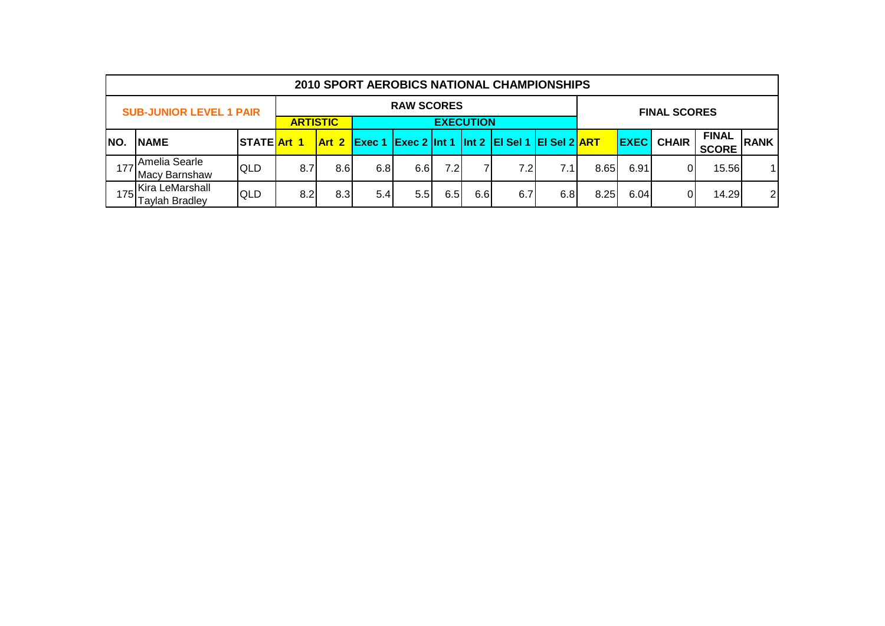| 2010 SPORT AEROBICS NATIONAL CHAMPIONSHIPS | | | | | | | | | | | | | | | | |
|---|---|---|---|---|---|---|---|---|---|---|---|---|---|---|---|---|
| SUB-JUNIOR LEVEL 1 PAIR | | | RAW SCORES | | | | | | | | FINAL SCORES | | | | | |
| | | | ARTISTIC | | EXECUTION | | | | | | | | | | | |
| NO. | NAME | STATE | Art 1 | Art 2 | Exec 1 | Exec 2 | Int 1 | Int 2 | El Sel 1 | El Sel 2 | ART | EXEC | CHAIR | FINAL SCORE | RANK |
| 177 | Amelia Searle<br>Macy Barnshaw | QLD | 8.7 | 8.6 | 6.8 | 6.6 | 7.2 | 7 | 7.2 | 7.1 | 8.65 | 6.91 | 0 | 15.56 | 1 |
| 175 | Kira LeMarshall<br>Taylah Bradley | QLD | 8.2 | 8.3 | 5.4 | 5.5 | 6.5 | 6.6 | 6.7 | 6.8 | 8.25 | 6.04 | 0 | 14.29 | 2 |